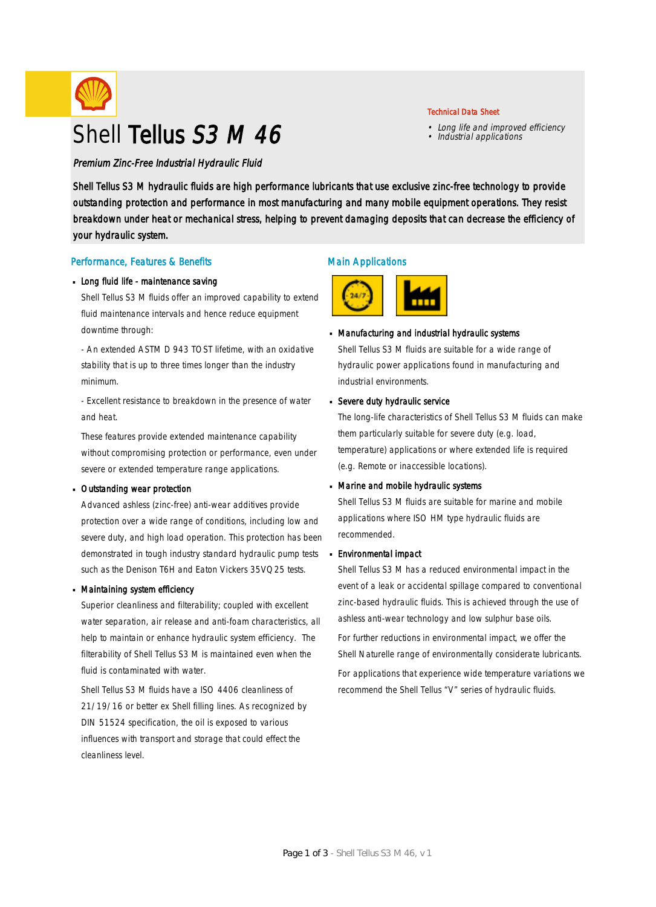# Shell Tellus S3 M 46

Technical Data Sheet

- Long life and improved efficiency
- Industrial applications

*Premium Zinc-Free Industrial Hydraulic Fluid*

Shell Tellus S3 M hydraulic fluids are high performance lubricants that use exclusive zinc-free technology to provide outstanding protection and performance in most manufacturing and many mobile equipment operations. They resist breakdown under heat or mechanical stress, helping to prevent damaging deposits that can decrease the efficiency of your hydraulic system.

## Performance, Features & Benefits

- **Long fluid life - maintenance saving**

  Shell Tellus S3 M fluids offer an improved capability to extend fluid maintenance intervals and hence reduce equipment downtime through:

  - An extended ASTM D 943 TOST lifetime, with an oxidative stability that is up to three times longer than the industry minimum.

  - Excellent resistance to breakdown in the presence of water and heat.

  These features provide extended maintenance capability without compromising protection or performance, even under severe or extended temperature range applications.

- **Outstanding wear protection**

  Advanced ashless (zinc-free) anti-wear additives provide protection over a wide range of conditions, including low and severe duty, and high load operation. This protection has been demonstrated in tough industry standard hydraulic pump tests such as the Denison T6H and Eaton Vickers 35VQ25 tests.

- **Maintaining system efficiency**

  Superior cleanliness and filterability; coupled with excellent water separation, air release and anti-foam characteristics, all help to maintain or enhance hydraulic system efficiency. The filterability of Shell Tellus S3 M is maintained even when the fluid is contaminated with water.

  Shell Tellus S3 M fluids have a ISO 4406 cleanliness of 21/19/16 or better ex Shell filling lines. As recognized by DIN 51524 specification, the oil is exposed to various influences with transport and storage that could effect the cleanliness level.

## Main Applications

- **Manufacturing and industrial hydraulic systems**

  Shell Tellus S3 M fluids are suitable for a wide range of hydraulic power applications found in manufacturing and industrial environments.

- **Severe duty hydraulic service**

  The long-life characteristics of Shell Tellus S3 M fluids can make them particularly suitable for severe duty (e.g. load, temperature) applications or where extended life is required (e.g. Remote or inaccessible locations).

- **Marine and mobile hydraulic systems**

  Shell Tellus S3 M fluids are suitable for marine and mobile applications where ISO HM type hydraulic fluids are recommended.

- **Environmental impact**

  Shell Tellus S3 M has a reduced environmental impact in the event of a leak or accidental spillage compared to conventional zinc-based hydraulic fluids. This is achieved through the use of ashless anti-wear technology and low sulphur base oils.

  For further reductions in environmental impact, we offer the Shell Naturelle range of environmentally considerate lubricants.

  For applications that experience wide temperature variations we recommend the Shell Tellus "V" series of hydraulic fluids.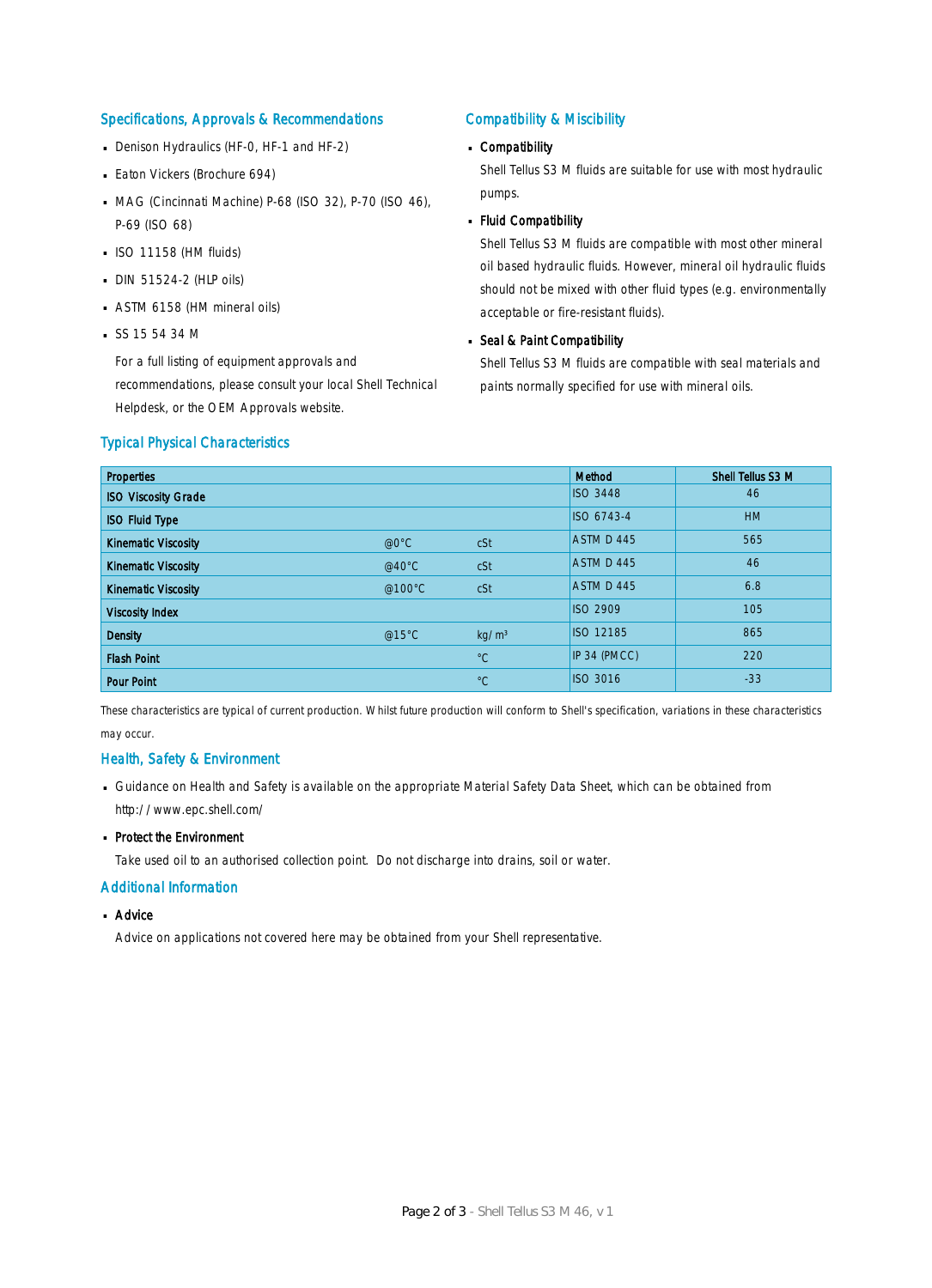## Specifications, Approvals & Recommendations

- Denison Hydraulics (HF-0, HF-1 and HF-2)
- Eaton Vickers (Brochure 694)
- MAG (Cincinnati Machine) P-68 (ISO 32), P-70 (ISO 46), P-69 (ISO 68)
- ISO 11158 (HM fluids)
- DIN 51524-2 (HLP oils)
- ASTM 6158 (HM mineral oils)
- SS 15 54 34 M

  For a full listing of equipment approvals and recommendations, please consult your local Shell Technical Helpdesk, or the OEM Approvals website.

## Compatibility & Miscibility

- **Compatibility**

  Shell Tellus S3 M fluids are suitable for use with most hydraulic pumps.

- **Fluid Compatibility**

  Shell Tellus S3 M fluids are compatible with most other mineral oil based hydraulic fluids. However, mineral oil hydraulic fluids should not be mixed with other fluid types (e.g. environmentally acceptable or fire-resistant fluids).

- **Seal & Paint Compatibility**

  Shell Tellus S3 M fluids are compatible with seal materials and paints normally specified for use with mineral oils.

## Typical Physical Characteristics

| Properties | | | Method | Shell Tellus S3 M |
|---|---|---|---|---|
| ISO Viscosity Grade | | | ISO 3448 | 46 |
| ISO Fluid Type | | | ISO 6743-4 | HM |
| Kinematic Viscosity | @0°C | cSt | ASTM D 445 | 565 |
| Kinematic Viscosity | @40°C | cSt | ASTM D 445 | 46 |
| Kinematic Viscosity | @100°C | cSt | ASTM D 445 | 6.8 |
| Viscosity Index | | | ISO 2909 | 105 |
| Density | @15°C | kg/m³ | ISO 12185 | 865 |
| Flash Point | | °C | IP 34 (PMCC) | 220 |
| Pour Point | | °C | ISO 3016 | -33 |

These characteristics are typical of current production. Whilst future production will conform to Shell's specification, variations in these characteristics may occur.

## Health, Safety & Environment

- Guidance on Health and Safety is available on the appropriate Material Safety Data Sheet, which can be obtained from http://www.epc.shell.com/
- **Protect the Environment**

  Take used oil to an authorised collection point. Do not discharge into drains, soil or water.

## Additional Information

- **Advice**

  Advice on applications not covered here may be obtained from your Shell representative.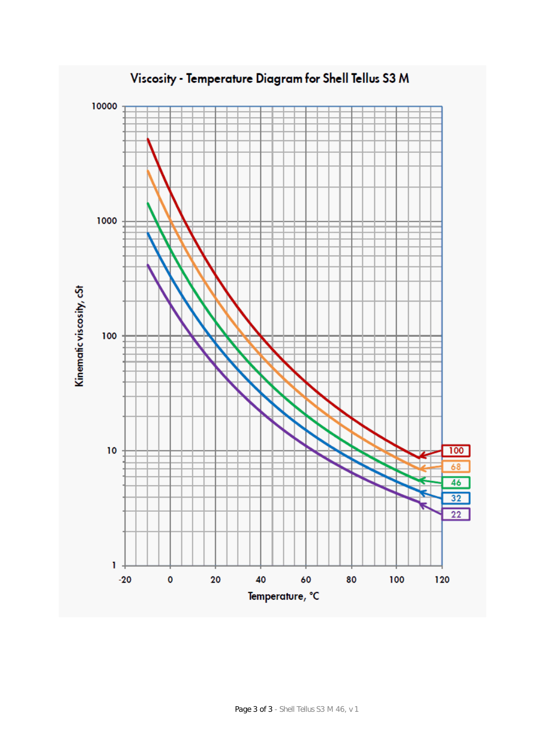Viscosity - Temperature Diagram for Shell Tellus S3 M

10000

1000

100

10

1

Kinematic viscosity, cSt

-20
0
20
40
60
80
100
120

Temperature, °C

100
68
46
32
22